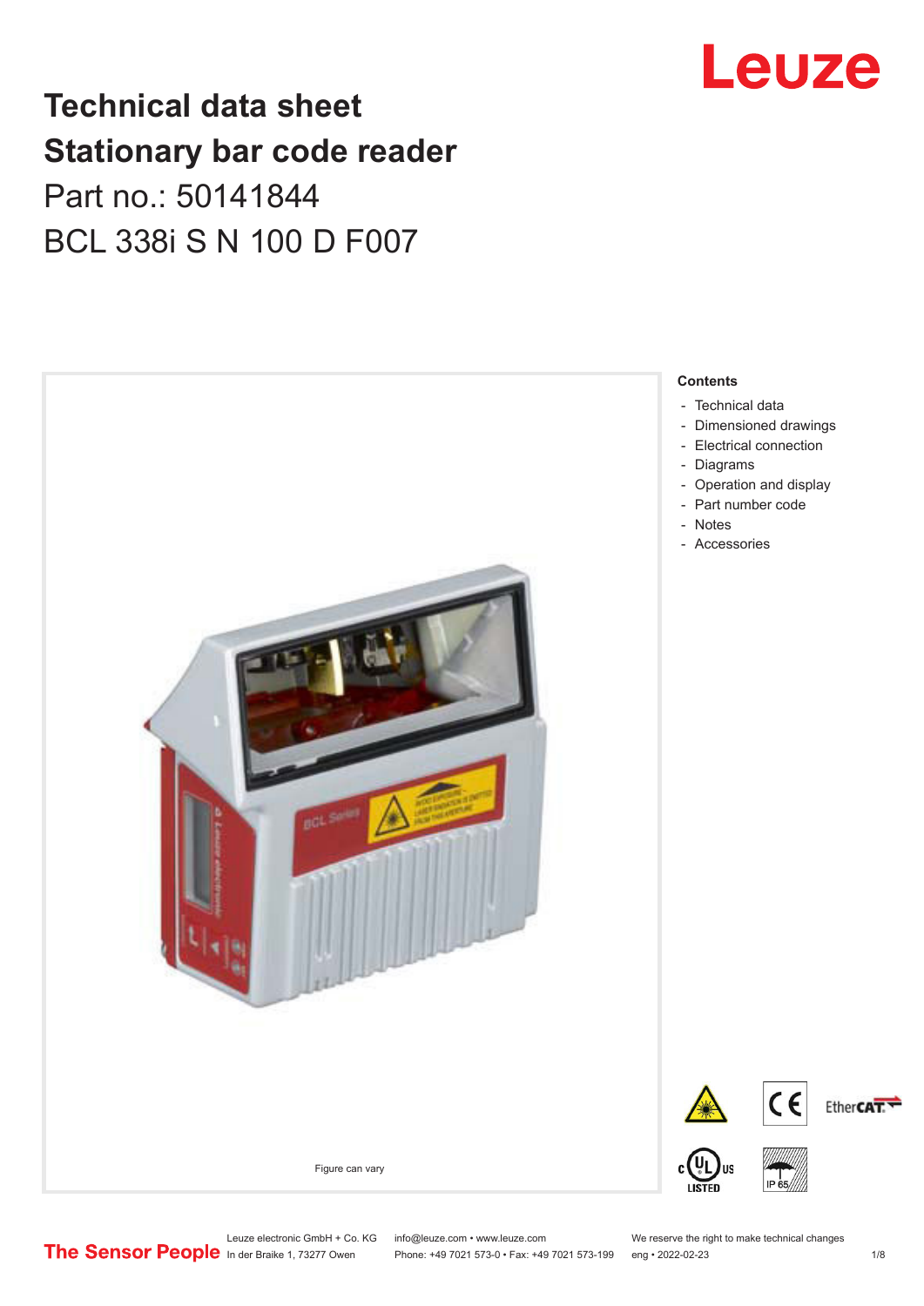# Technical data sheet
# Stationary bar code reader

Part no.: 50141844

BCL 338i S N 100 D F007

Figure can vary

**Contents**

- Technical data
- Dimensioned drawings
- Electrical connection
- Diagrams
- Operation and display
- Part number code
- Notes
- Accessories

Leuze electronic GmbH + Co. KG
In der Braike 1, 73277 Owen

info@leuze.com • www.leuze.com
Phone: +49 7021 573-0 • Fax: +49 7021 573-199

We reserve the right to make technical changes
eng • 2022-02-23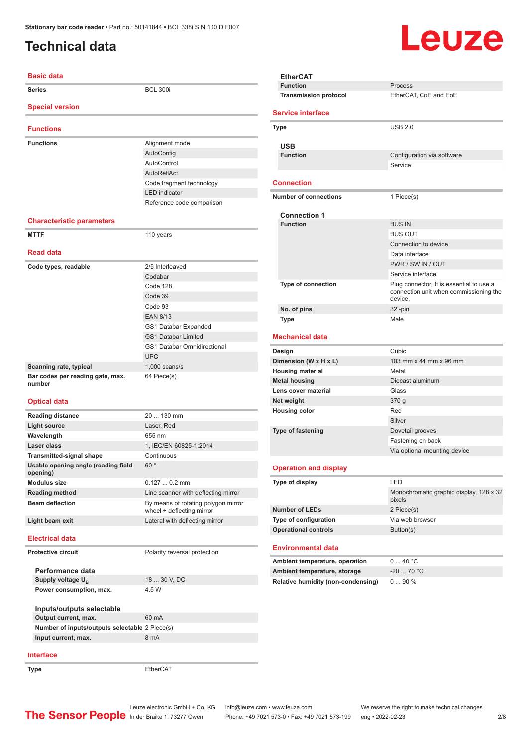# Technical data

## Basic data

| | |
|---|---|
| **Series** | BCL 300i |

## Special version

## Functions

| | |
|---|---|
| **Functions** | Alignment mode |
| | AutoConfig |
| | AutoControl |
| | AutoReflAct |
| | Code fragment technology |
| | LED indicator |
| | Reference code comparison |

## Characteristic parameters

| | |
|---|---|
| **MTTF** | 110 years |

## Read data

| | |
|---|---|
| **Code types, readable** | 2/5 Interleaved |
| | Codabar |
| | Code 128 |
| | Code 39 |
| | Code 93 |
| | EAN 8/13 |
| | GS1 Databar Expanded |
| | GS1 Databar Limited |
| | GS1 Databar Omnidirectional |
| | UPC |
| **Scanning rate, typical** | 1,000 scans/s |
| **Bar codes per reading gate, max. number** | 64 Piece(s) |

## Optical data

| | |
|---|---|
| **Reading distance** | 20 ... 130 mm |
| **Light source** | Laser, Red |
| **Wavelength** | 655 nm |
| **Laser class** | 1, IEC/EN 60825-1:2014 |
| **Transmitted-signal shape** | Continuous |
| **Usable opening angle (reading field opening)** | 60 ° |
| **Modulus size** | 0.127 ... 0.2 mm |
| **Reading method** | Line scanner with deflecting mirror |
| **Beam deflection** | By means of rotating polygon mirror wheel + deflecting mirror |
| **Light beam exit** | Lateral with deflecting mirror |

## Electrical data

| | |
|---|---|
| **Protective circuit** | Polarity reversal protection |

### Performance data

| | |
|---|---|
| **Supply voltage $U_B$** | 18 ... 30 V, DC |
| **Power consumption, max.** | 4.5 W |

### Inputs/outputs selectable

| | |
|---|---|
| **Output current, max.** | 60 mA |
| **Number of inputs/outputs selectable** | 2 Piece(s) |
| **Input current, max.** | 8 mA |

## Interface

| | |
|---|---|
| **Type** | EtherCAT |

### EtherCAT

| | |
|---|---|
| **Function** | Process |
| **Transmission protocol** | EtherCAT, CoE and EoE |

## Service interface

| | |
|---|---|
| **Type** | USB 2.0 |

### USB

| | |
|---|---|
| **Function** | Configuration via software |
| | Service |

## Connection

| | |
|---|---|
| **Number of connections** | 1 Piece(s) |

### Connection 1

| | |
|---|---|
| **Function** | BUS IN |
| | BUS OUT |
| | Connection to device |
| | Data interface |
| | PWR / SW IN / OUT |
| | Service interface |
| **Type of connection** | Plug connector, It is essential to use a connection unit when commissioning the device. |
| **No. of pins** | 32 -pin |
| **Type** | Male |

## Mechanical data

| | |
|---|---|
| **Design** | Cubic |
| **Dimension (W x H x L)** | 103 mm x 44 mm x 96 mm |
| **Housing material** | Metal |
| **Metal housing** | Diecast aluminum |
| **Lens cover material** | Glass |
| **Net weight** | 370 g |
| **Housing color** | Red |
| | Silver |
| **Type of fastening** | Dovetail grooves |
| | Fastening on back |
| | Via optional mounting device |

## Operation and display

| | |
|---|---|
| **Type of display** | LED |
| | Monochromatic graphic display, 128 x 32 pixels |
| **Number of LEDs** | 2 Piece(s) |
| **Type of configuration** | Via web browser |
| **Operational controls** | Button(s) |

## Environmental data

| | |
|---|---|
| **Ambient temperature, operation** | 0 ... 40 °C |
| **Ambient temperature, storage** | -20 ... 70 °C |
| **Relative humidity (non-condensing)** | 0 ... 90 % |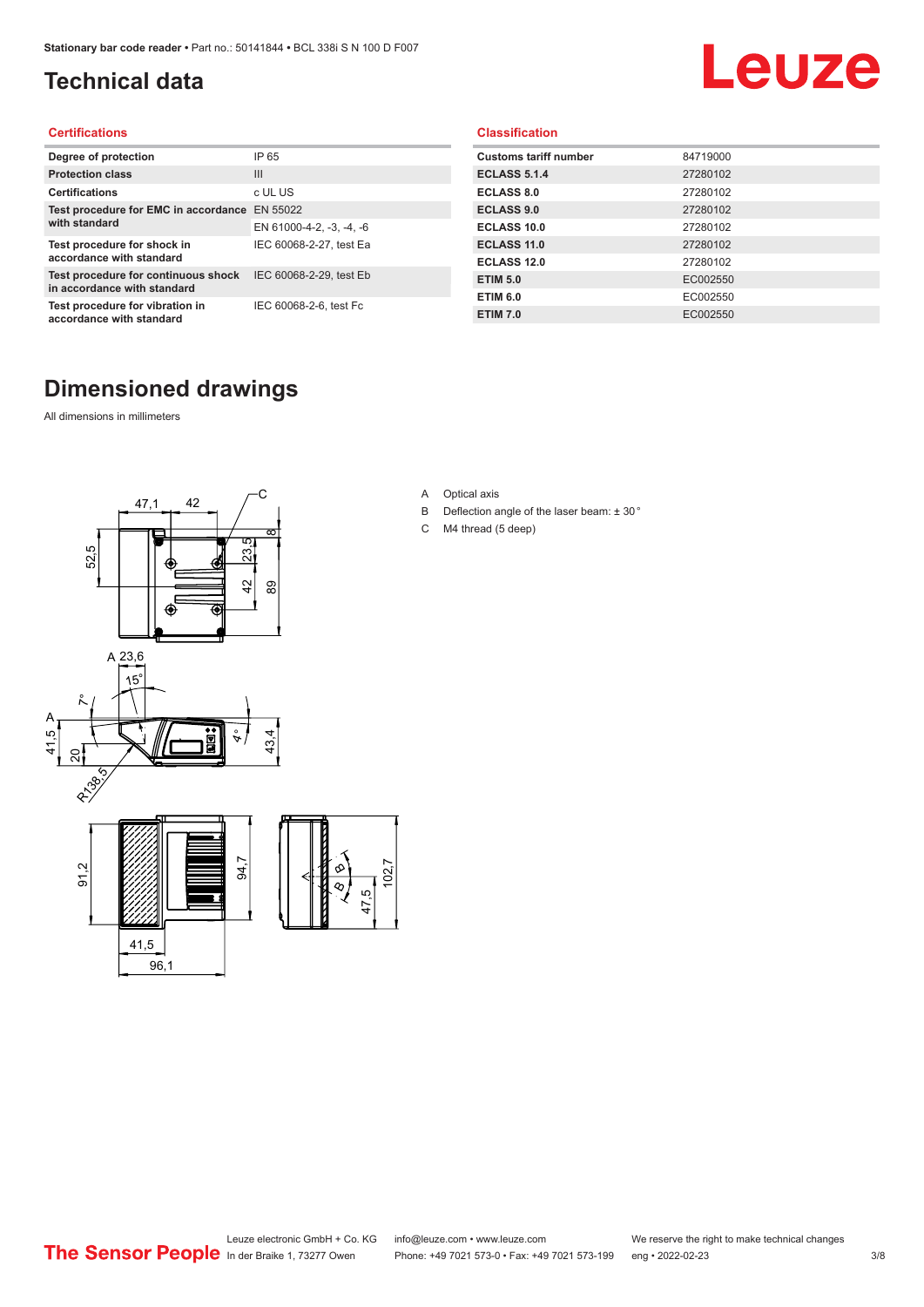# Technical data

## Certifications

| Degree of protection | IP 65 |
|---|---|
| Protection class | III |
| Certifications | c UL US |
| Test procedure for EMC in accordance with standard | EN 55022 |
| | EN 61000-4-2, -3, -4, -6 |
| Test procedure for shock in accordance with standard | IEC 60068-2-27, test Ea |
| Test procedure for continuous shock in accordance with standard | IEC 60068-2-29, test Eb |
| Test procedure for vibration in accordance with standard | IEC 60068-2-6, test Fc |

## Classification

| Customs tariff number | 84719000 |
|---|---|
| ECLASS 5.1.4 | 27280102 |
| ECLASS 8.0 | 27280102 |
| ECLASS 9.0 | 27280102 |
| ECLASS 10.0 | 27280102 |
| ECLASS 11.0 | 27280102 |
| ECLASS 12.0 | 27280102 |
| ETIM 5.0 | EC002550 |
| ETIM 6.0 | EC002550 |
| ETIM 7.0 | EC002550 |

# Dimensioned drawings

All dimensions in millimeters

A Optical axis

B Deflection angle of the laser beam: ± 30 °

C M4 thread (5 deep)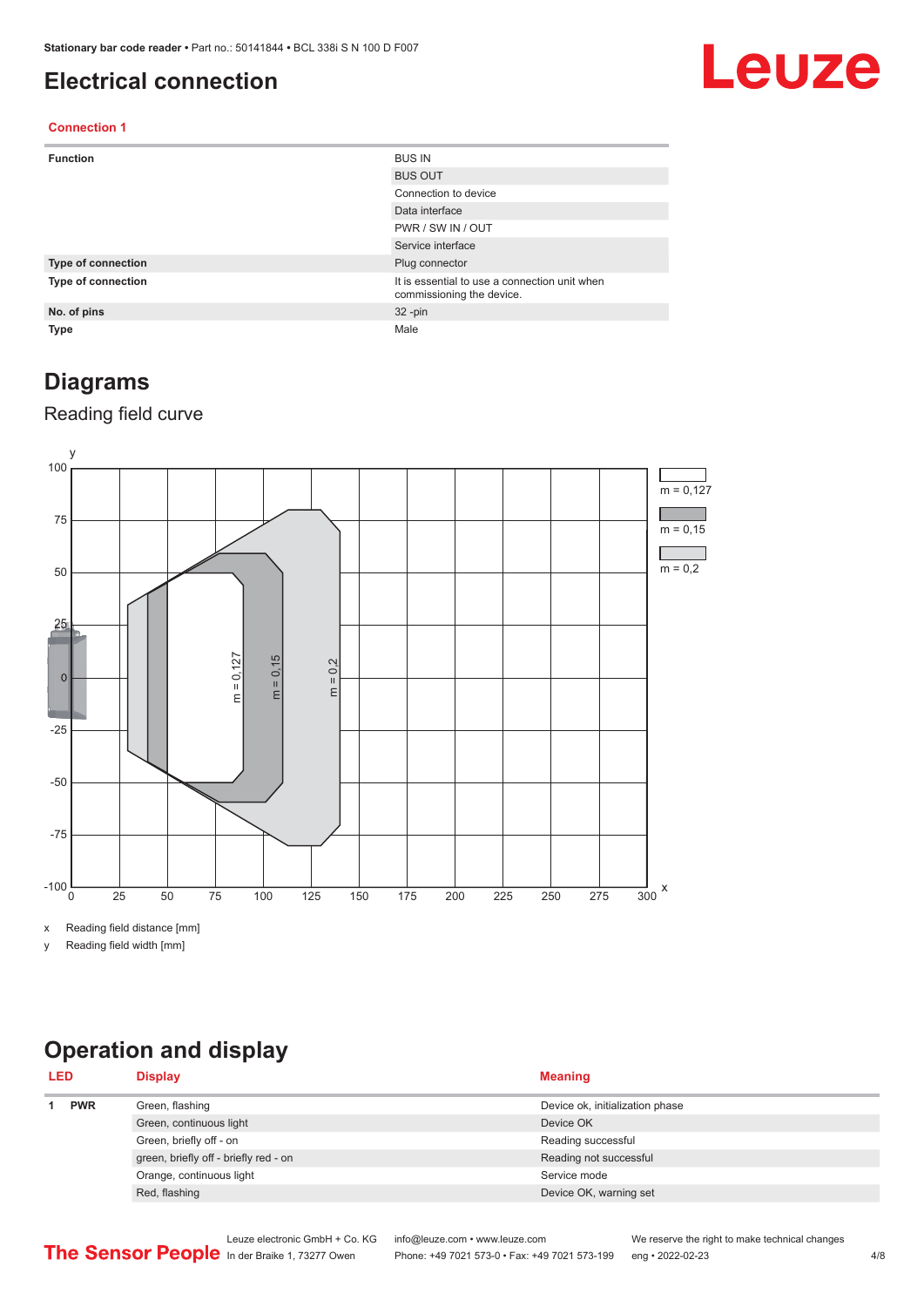# Electrical connection

## Connection 1

| | |
|---|---|
| **Function** | BUS IN |
| | BUS OUT |
| | Connection to device |
| | Data interface |
| | PWR / SW IN / OUT |
| | Service interface |
| **Type of connection** | Plug connector |
| **Type of connection** | It is essential to use a connection unit when commissioning the device. |
| **No. of pins** | 32 -pin |
| **Type** | Male |

# Diagrams

## Reading field curve

x Reading field distance [mm]

y Reading field width [mm]

# Operation and display

| LED | | Display | Meaning |
|---|---|---|---|
| 1 | **PWR** | Green, flashing | Device ok, initialization phase |
| | | Green, continuous light | Device OK |
| | | Green, briefly off - on | Reading successful |
| | | green, briefly off - briefly red - on | Reading not successful |
| | | Orange, continuous light | Service mode |
| | | Red, flashing | Device OK, warning set |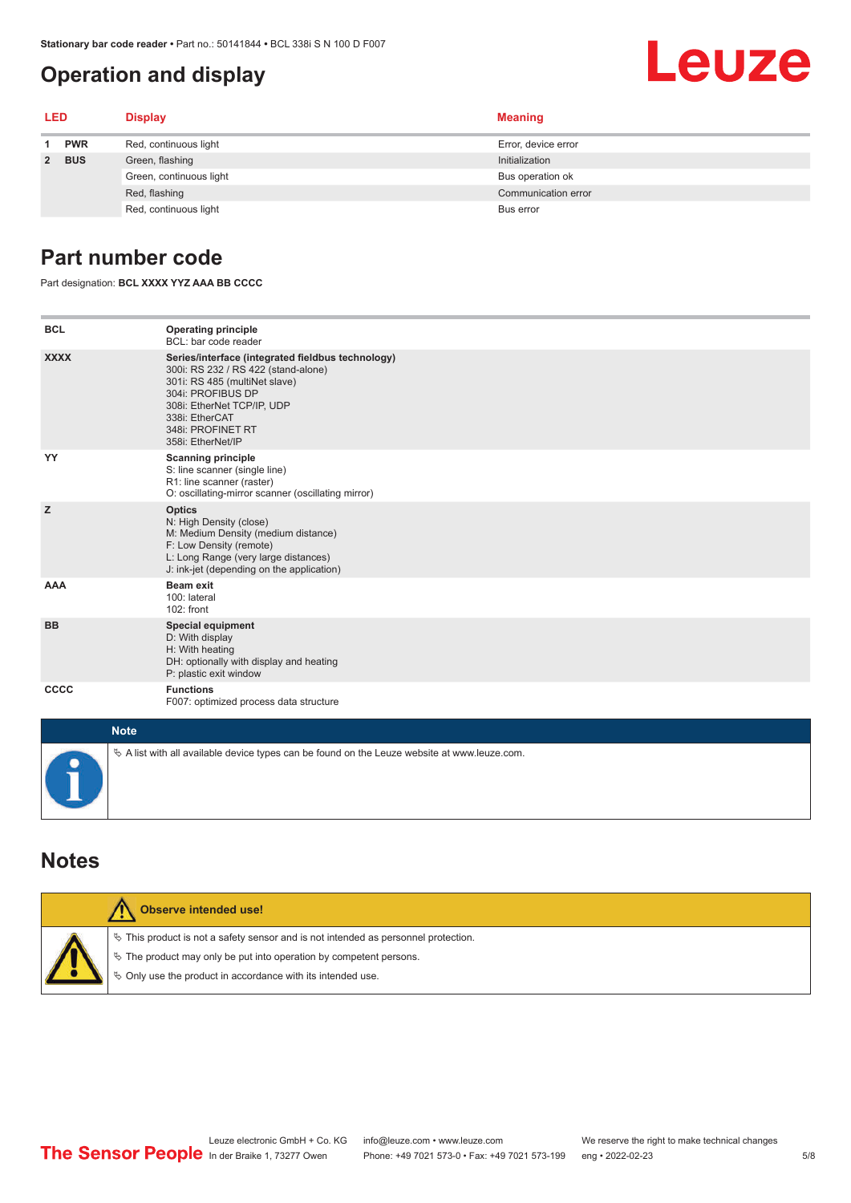# Operation and display

| LED | | Display | Meaning |
|---|---|---|---|
| 1 | PWR | Red, continuous light | Error, device error |
| 2 | BUS | Green, flashing | Initialization |
| | | Green, continuous light | Bus operation ok |
| | | Red, flashing | Communication error |
| | | Red, continuous light | Bus error |

# Part number code

Part designation: **BCL XXXX YYZ AAA BB CCCC**

| | |
|---|---|
| **BCL** | **Operating principle**<br>BCL: bar code reader |
| **XXXX** | **Series/interface (integrated fieldbus technology)**<br>300i: RS 232 / RS 422 (stand-alone)<br>301i: RS 485 (multiNet slave)<br>304i: PROFIBUS DP<br>308i: EtherNet TCP/IP, UDP<br>338i: EtherCAT<br>348i: PROFINET RT<br>358i: EtherNet/IP |
| **YY** | **Scanning principle**<br>S: line scanner (single line)<br>R1: line scanner (raster)<br>O: oscillating-mirror scanner (oscillating mirror) |
| **Z** | **Optics**<br>N: High Density (close)<br>M: Medium Density (medium distance)<br>F: Low Density (remote)<br>L: Long Range (very large distances)<br>J: ink-jet (depending on the application) |
| **AAA** | **Beam exit**<br>100: lateral<br>102: front |
| **BB** | **Special equipment**<br>D: With display<br>H: With heating<br>DH: optionally with display and heating<br>P: plastic exit window |
| **CCCC** | **Functions**<br>F007: optimized process data structure |

**Note**

- A list with all available device types can be found on the Leuze website at www.leuze.com.

# Notes

**Observe intended use!**

- This product is not a safety sensor and is not intended as personnel protection.
- The product may only be put into operation by competent persons.
- Only use the product in accordance with its intended use.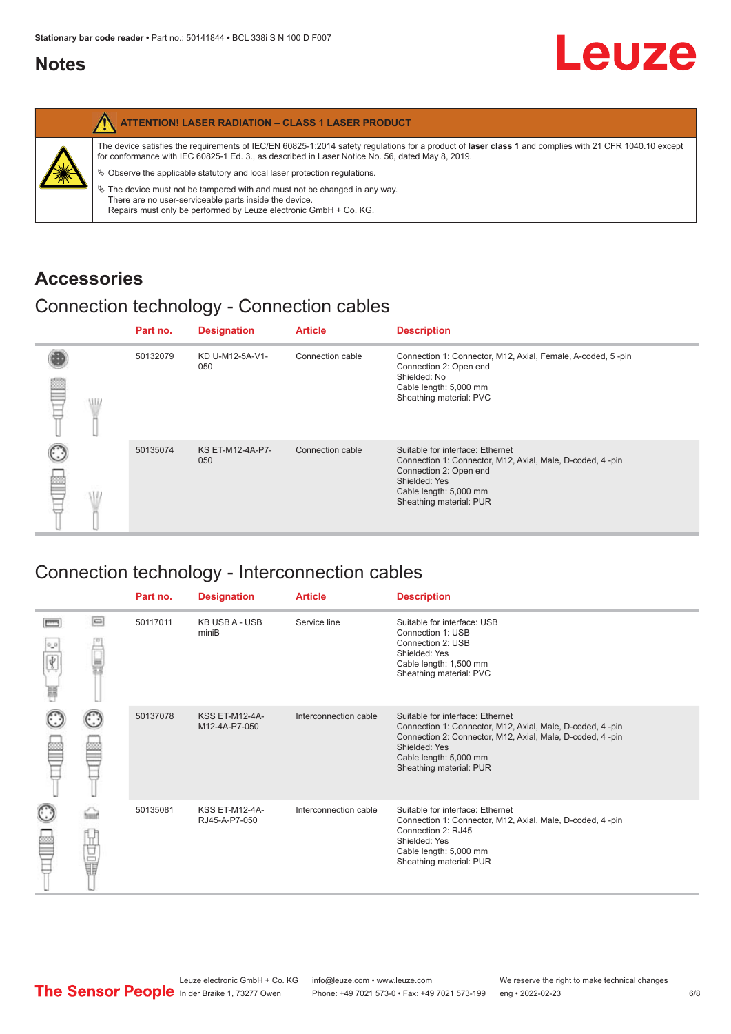## Notes

**ATTENTION! LASER RADIATION – CLASS 1 LASER PRODUCT**

The device satisfies the requirements of IEC/EN 60825-1:2014 safety regulations for a product of **laser class 1** and complies with 21 CFR 1040.10 except for conformance with IEC 60825-1 Ed. 3., as described in Laser Notice No. 56, dated May 8, 2019.

↳ Observe the applicable statutory and local laser protection regulations.

↳ The device must not be tampered with and must not be changed in any way.
There are no user-serviceable parts inside the device.
Repairs must only be performed by Leuze electronic GmbH + Co. KG.

## Accessories

### Connection technology - Connection cables

| Part no. | Designation | Article | Description |
|---|---|---|---|
| 50132079 | KD U-M12-5A-V1-050 | Connection cable | Connection 1: Connector, M12, Axial, Female, A-coded, 5 -pin<br>Connection 2: Open end<br>Shielded: No<br>Cable length: 5,000 mm<br>Sheathing material: PVC |
| 50135074 | KS ET-M12-4A-P7-050 | Connection cable | Suitable for interface: Ethernet<br>Connection 1: Connector, M12, Axial, Male, D-coded, 4 -pin<br>Connection 2: Open end<br>Shielded: Yes<br>Cable length: 5,000 mm<br>Sheathing material: PUR |

### Connection technology - Interconnection cables

| Part no. | Designation | Article | Description |
|---|---|---|---|
| 50117011 | KB USB A - USB miniB | Service line | Suitable for interface: USB<br>Connection 1: USB<br>Connection 2: USB<br>Shielded: Yes<br>Cable length: 1,500 mm<br>Sheathing material: PVC |
| 50137078 | KSS ET-M12-4A-M12-4A-P7-050 | Interconnection cable | Suitable for interface: Ethernet<br>Connection 1: Connector, M12, Axial, Male, D-coded, 4 -pin<br>Connection 2: Connector, M12, Axial, Male, D-coded, 4 -pin<br>Shielded: Yes<br>Cable length: 5,000 mm<br>Sheathing material: PUR |
| 50135081 | KSS ET-M12-4A-RJ45-A-P7-050 | Interconnection cable | Suitable for interface: Ethernet<br>Connection 1: Connector, M12, Axial, Male, D-coded, 4 -pin<br>Connection 2: RJ45<br>Shielded: Yes<br>Cable length: 5,000 mm<br>Sheathing material: PUR |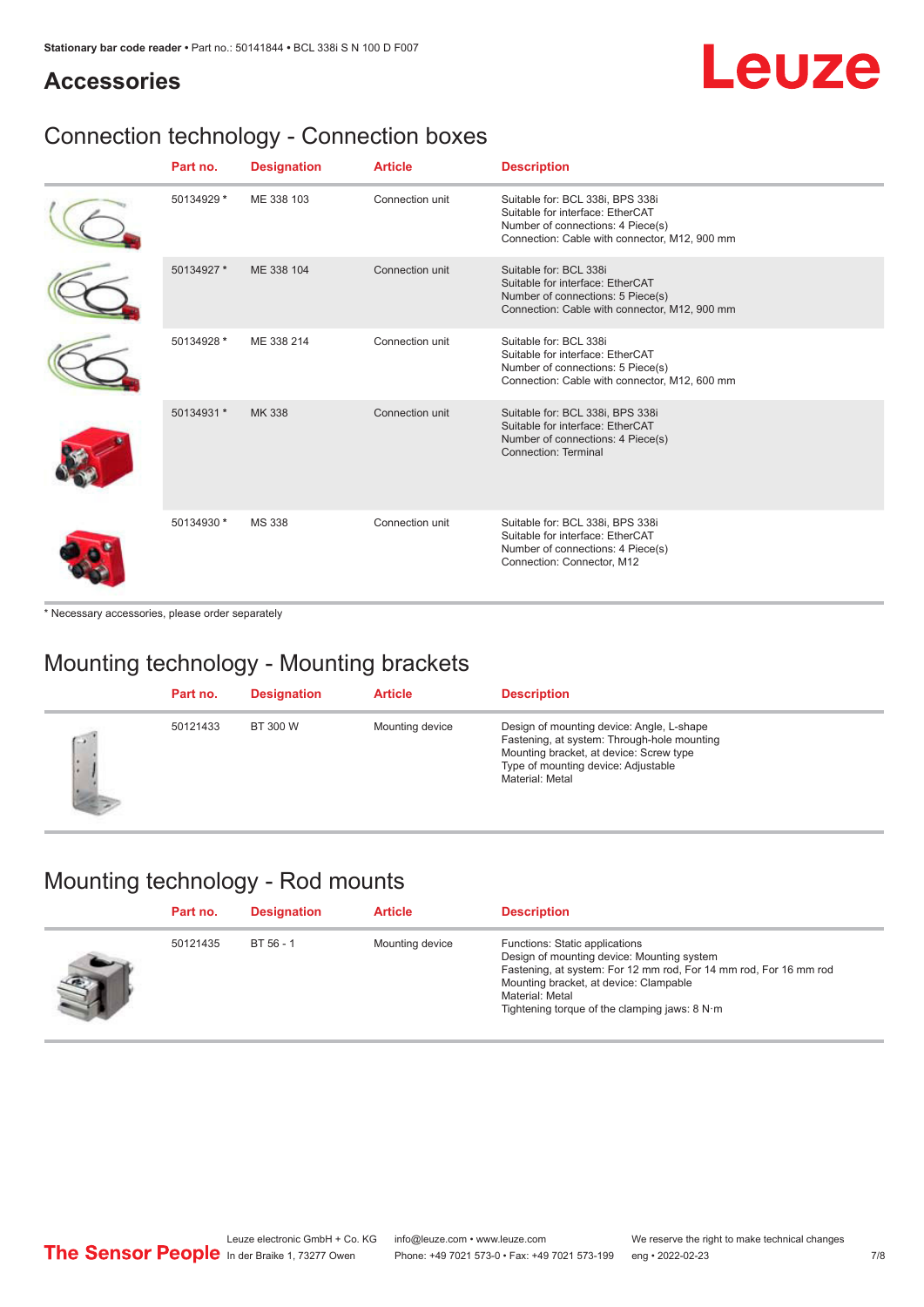## Accessories

### Connection technology - Connection boxes

| Part no. | Designation | Article | Description |
|---|---|---|---|
| 50134929 * | ME 338 103 | Connection unit | Suitable for: BCL 338i, BPS 338i<br>Suitable for interface: EtherCAT<br>Number of connections: 4 Piece(s)<br>Connection: Cable with connector, M12, 900 mm |
| 50134927 * | ME 338 104 | Connection unit | Suitable for: BCL 338i<br>Suitable for interface: EtherCAT<br>Number of connections: 5 Piece(s)<br>Connection: Cable with connector, M12, 900 mm |
| 50134928 * | ME 338 214 | Connection unit | Suitable for: BCL 338i<br>Suitable for interface: EtherCAT<br>Number of connections: 5 Piece(s)<br>Connection: Cable with connector, M12, 600 mm |
| 50134931 * | MK 338 | Connection unit | Suitable for: BCL 338i, BPS 338i<br>Suitable for interface: EtherCAT<br>Number of connections: 4 Piece(s)<br>Connection: Terminal |
| 50134930 * | MS 338 | Connection unit | Suitable for: BCL 338i, BPS 338i<br>Suitable for interface: EtherCAT<br>Number of connections: 4 Piece(s)<br>Connection: Connector, M12 |

* Necessary accessories, please order separately

### Mounting technology - Mounting brackets

| Part no. | Designation | Article | Description |
|---|---|---|---|
| 50121433 | BT 300 W | Mounting device | Design of mounting device: Angle, L-shape<br>Fastening, at system: Through-hole mounting<br>Mounting bracket, at device: Screw type<br>Type of mounting device: Adjustable<br>Material: Metal |

### Mounting technology - Rod mounts

| Part no. | Designation | Article | Description |
|---|---|---|---|
| 50121435 | BT 56 - 1 | Mounting device | Functions: Static applications<br>Design of mounting device: Mounting system<br>Fastening, at system: For 12 mm rod, For 14 mm rod, For 16 mm rod<br>Mounting bracket, at device: Clampable<br>Material: Metal<br>Tightening torque of the clamping jaws: 8 N·m |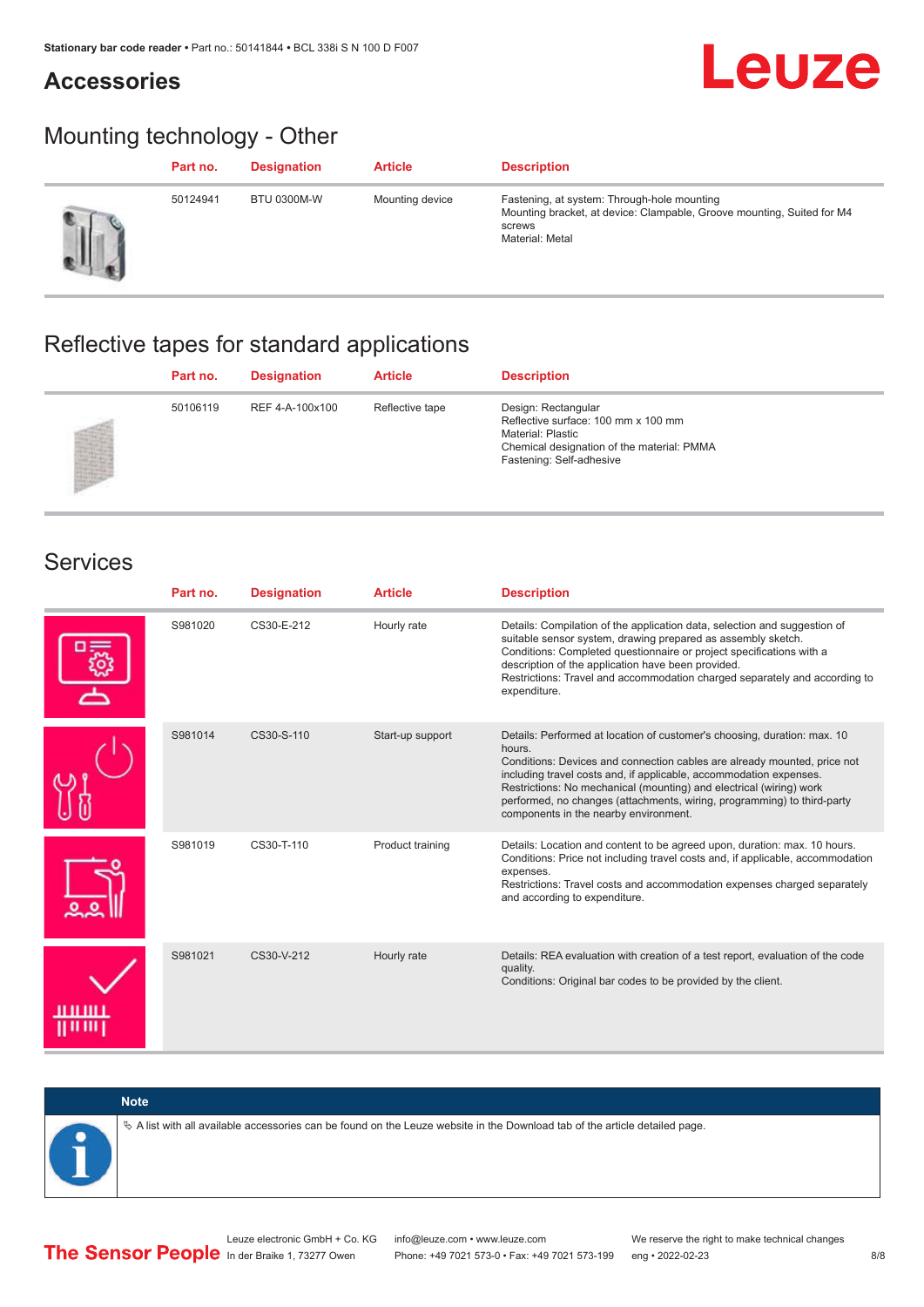## Accessories

### Mounting technology - Other

| Part no. | Designation | Article | Description |
|---|---|---|---|
| 50124941 | BTU 0300M-W | Mounting device | Fastening, at system: Through-hole mounting<br>Mounting bracket, at device: Clampable, Groove mounting, Suited for M4 screws<br>Material: Metal |

### Reflective tapes for standard applications

| Part no. | Designation | Article | Description |
|---|---|---|---|
| 50106119 | REF 4-A-100x100 | Reflective tape | Design: Rectangular<br>Reflective surface: 100 mm x 100 mm<br>Material: Plastic<br>Chemical designation of the material: PMMA<br>Fastening: Self-adhesive |

### Services

| Part no. | Designation | Article | Description |
|---|---|---|---|
| S981020 | CS30-E-212 | Hourly rate | Details: Compilation of the application data, selection and suggestion of suitable sensor system, drawing prepared as assembly sketch.<br>Conditions: Completed questionnaire or project specifications with a description of the application have been provided.<br>Restrictions: Travel and accommodation charged separately and according to expenditure. |
| S981014 | CS30-S-110 | Start-up support | Details: Performed at location of customer's choosing, duration: max. 10 hours.<br>Conditions: Devices and connection cables are already mounted, price not including travel costs and, if applicable, accommodation expenses.<br>Restrictions: No mechanical (mounting) and electrical (wiring) work performed, no changes (attachments, wiring, programming) to third-party components in the nearby environment. |
| S981019 | CS30-T-110 | Product training | Details: Location and content to be agreed upon, duration: max. 10 hours.<br>Conditions: Price not including travel costs and, if applicable, accommodation expenses.<br>Restrictions: Travel costs and accommodation expenses charged separately and according to expenditure. |
| S981021 | CS30-V-212 | Hourly rate | Details: REA evaluation with creation of a test report, evaluation of the code quality.<br>Conditions: Original bar codes to be provided by the client. |

**Note**

A list with all available accessories can be found on the Leuze website in the Download tab of the article detailed page.